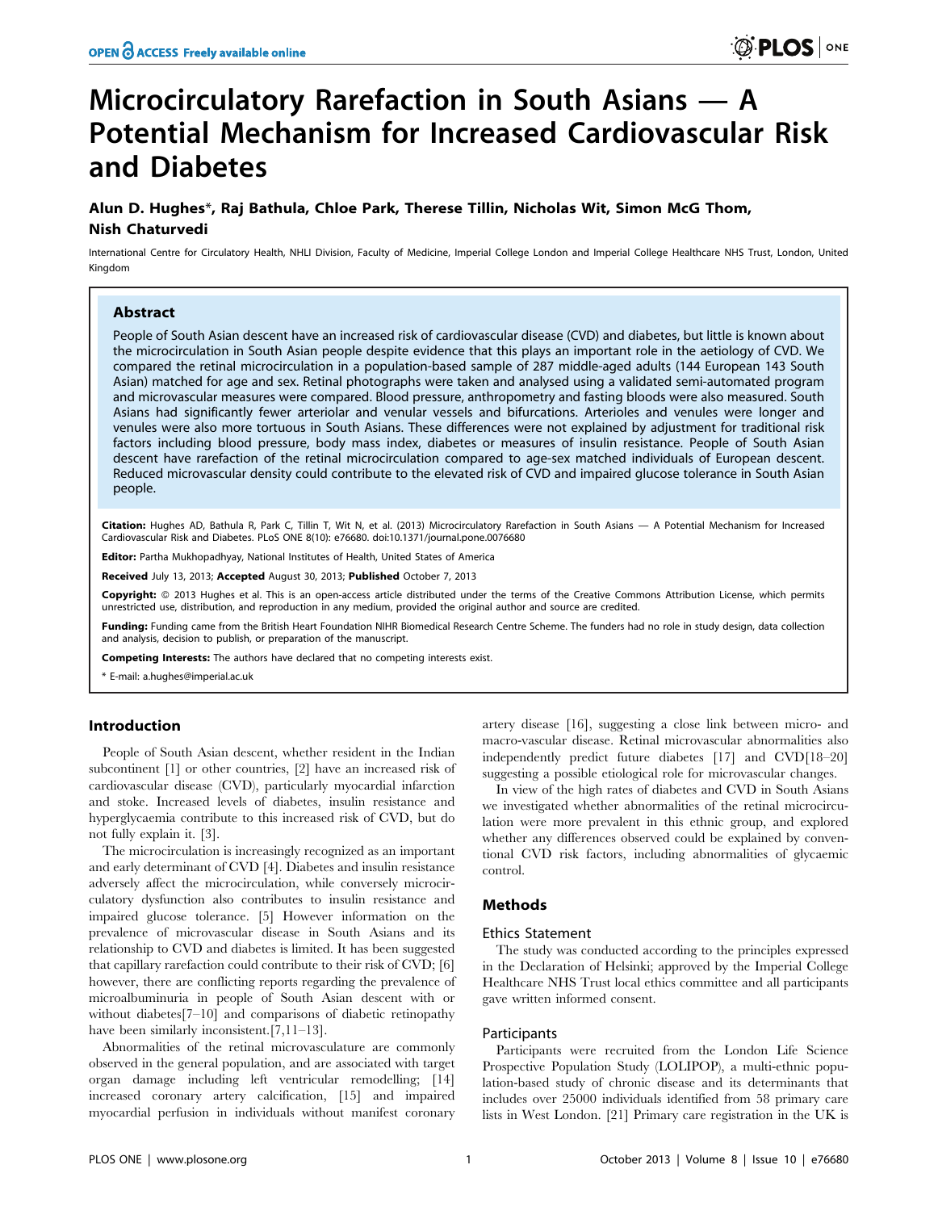# Microcirculatory Rarefaction in South Asians — A Potential Mechanism for Increased Cardiovascular Risk and Diabetes

**Alun D. Hughes*, Raj Bathula, Chloe Park, Therese Tillin, Nicholas Wit, Simon McG Thom, Nish Chaturvedi**

International Centre for Circulatory Health, NHLI Division, Faculty of Medicine, Imperial College London and Imperial College Healthcare NHS Trust, London, United Kingdom

## Abstract

People of South Asian descent have an increased risk of cardiovascular disease (CVD) and diabetes, but little is known about the microcirculation in South Asian people despite evidence that this plays an important role in the aetiology of CVD. We compared the retinal microcirculation in a population-based sample of 287 middle-aged adults (144 European 143 South Asian) matched for age and sex. Retinal photographs were taken and analysed using a validated semi-automated program and microvascular measures were compared. Blood pressure, anthropometry and fasting bloods were also measured. South Asians had significantly fewer arteriolar and venular vessels and bifurcations. Arterioles and venules were longer and venules were also more tortuous in South Asians. These differences were not explained by adjustment for traditional risk factors including blood pressure, body mass index, diabetes or measures of insulin resistance. People of South Asian descent have rarefaction of the retinal microcirculation compared to age-sex matched individuals of European descent. Reduced microvascular density could contribute to the elevated risk of CVD and impaired glucose tolerance in South Asian people.

**Citation:** Hughes AD, Bathula R, Park C, Tillin T, Wit N, et al. (2013) Microcirculatory Rarefaction in South Asians — A Potential Mechanism for Increased Cardiovascular Risk and Diabetes. PLoS ONE 8(10): e76680. doi:10.1371/journal.pone.0076680

**Editor:** Partha Mukhopadhyay, National Institutes of Health, United States of America

**Received** July 13, 2013; **Accepted** August 30, 2013; **Published** October 7, 2013

**Copyright:** © 2013 Hughes et al. This is an open-access article distributed under the terms of the Creative Commons Attribution License, which permits unrestricted use, distribution, and reproduction in any medium, provided the original author and source are credited.

**Funding:** Funding came from the British Heart Foundation NIHR Biomedical Research Centre Scheme. The funders had no role in study design, data collection and analysis, decision to publish, or preparation of the manuscript.

**Competing Interests:** The authors have declared that no competing interests exist.

* E-mail: a.hughes@imperial.ac.uk

## Introduction

People of South Asian descent, whether resident in the Indian subcontinent [1] or other countries, [2] have an increased risk of cardiovascular disease (CVD), particularly myocardial infarction and stoke. Increased levels of diabetes, insulin resistance and hyperglycaemia contribute to this increased risk of CVD, but do not fully explain it. [3].

The microcirculation is increasingly recognized as an important and early determinant of CVD [4]. Diabetes and insulin resistance adversely affect the microcirculation, while conversely microcirculatory dysfunction also contributes to insulin resistance and impaired glucose tolerance. [5] However information on the prevalence of microvascular disease in South Asians and its relationship to CVD and diabetes is limited. It has been suggested that capillary rarefaction could contribute to their risk of CVD; [6] however, there are conflicting reports regarding the prevalence of microalbuminuria in people of South Asian descent with or without diabetes[7–10] and comparisons of diabetic retinopathy have been similarly inconsistent.[7,11–13].

Abnormalities of the retinal microvasculature are commonly observed in the general population, and are associated with target organ damage including left ventricular remodelling; [14] increased coronary artery calcification, [15] and impaired myocardial perfusion in individuals without manifest coronary artery disease [16], suggesting a close link between micro- and macro-vascular disease. Retinal microvascular abnormalities also independently predict future diabetes [17] and CVD[18–20] suggesting a possible etiological role for microvascular changes.

In view of the high rates of diabetes and CVD in South Asians we investigated whether abnormalities of the retinal microcirculation were more prevalent in this ethnic group, and explored whether any differences observed could be explained by conventional CVD risk factors, including abnormalities of glycaemic control.

## Methods

### Ethics Statement

The study was conducted according to the principles expressed in the Declaration of Helsinki; approved by the Imperial College Healthcare NHS Trust local ethics committee and all participants gave written informed consent.

### Participants

Participants were recruited from the London Life Science Prospective Population Study (LOLIPOP), a multi-ethnic population-based study of chronic disease and its determinants that includes over 25000 individuals identified from 58 primary care lists in West London. [21] Primary care registration in the UK is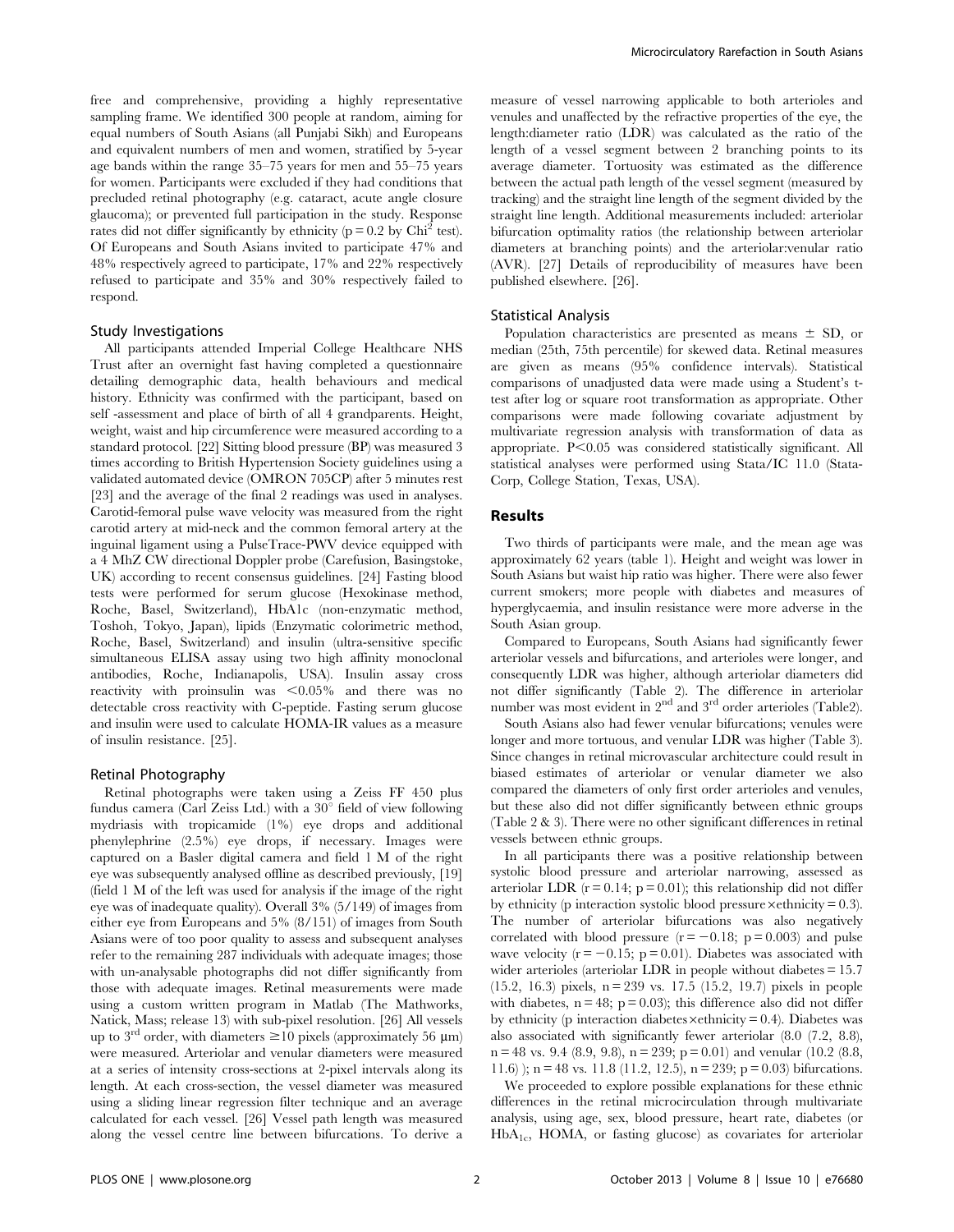free and comprehensive, providing a highly representative sampling frame. We identified 300 people at random, aiming for equal numbers of South Asians (all Punjabi Sikh) and Europeans and equivalent numbers of men and women, stratified by 5-year age bands within the range 35–75 years for men and 55–75 years for women. Participants were excluded if they had conditions that precluded retinal photography (e.g. cataract, acute angle closure glaucoma); or prevented full participation in the study. Response rates did not differ significantly by ethnicity ($p = 0.2$ by $Chi^2$ test). Of Europeans and South Asians invited to participate 47% and 48% respectively agreed to participate, 17% and 22% respectively refused to participate and 35% and 30% respectively failed to respond.

### Study Investigations

All participants attended Imperial College Healthcare NHS Trust after an overnight fast having completed a questionnaire detailing demographic data, health behaviours and medical history. Ethnicity was confirmed with the participant, based on self -assessment and place of birth of all 4 grandparents. Height, weight, waist and hip circumference were measured according to a standard protocol. [22] Sitting blood pressure (BP) was measured 3 times according to British Hypertension Society guidelines using a validated automated device (OMRON 705CP) after 5 minutes rest [23] and the average of the final 2 readings was used in analyses. Carotid-femoral pulse wave velocity was measured from the right carotid artery at mid-neck and the common femoral artery at the inguinal ligament using a PulseTrace-PWV device equipped with a 4 MhZ CW directional Doppler probe (Carefusion, Basingstoke, UK) according to recent consensus guidelines. [24] Fasting blood tests were performed for serum glucose (Hexokinase method, Roche, Basel, Switzerland), HbA1c (non-enzymatic method, Toshoh, Tokyo, Japan), lipids (Enzymatic colorimetric method, Roche, Basel, Switzerland) and insulin (ultra-sensitive specific simultaneous ELISA assay using two high affinity monoclonal antibodies, Roche, Indianapolis, USA). Insulin assay cross reactivity with proinsulin was <0.05% and there was no detectable cross reactivity with C-peptide. Fasting serum glucose and insulin were used to calculate HOMA-IR values as a measure of insulin resistance. [25].

### Retinal Photography

Retinal photographs were taken using a Zeiss FF 450 plus fundus camera (Carl Zeiss Ltd.) with a 30° field of view following mydriasis with tropicamide (1%) eye drops and additional phenylephrine (2.5%) eye drops, if necessary. Images were captured on a Basler digital camera and field 1 M of the right eye was subsequently analysed offline as described previously, [19] (field 1 M of the left was used for analysis if the image of the right eye was of inadequate quality). Overall 3% (5/149) of images from either eye from Europeans and 5% (8/151) of images from South Asians were of too poor quality to assess and subsequent analyses refer to the remaining 287 individuals with adequate images; those with un-analysable photographs did not differ significantly from those with adequate images. Retinal measurements were made using a custom written program in Matlab (The Mathworks, Natick, Mass; release 13) with sub-pixel resolution. [26] All vessels up to 3rd order, with diameters ≥10 pixels (approximately 56 μm) were measured. Arteriolar and venular diameters were measured at a series of intensity cross-sections at 2-pixel intervals along its length. At each cross-section, the vessel diameter was measured using a sliding linear regression filter technique and an average calculated for each vessel. [26] Vessel path length was measured along the vessel centre line between bifurcations. To derive a measure of vessel narrowing applicable to both arterioles and venules and unaffected by the refractive properties of the eye, the length:diameter ratio (LDR) was calculated as the ratio of the length of a vessel segment between 2 branching points to its average diameter. Tortuosity was estimated as the difference between the actual path length of the vessel segment (measured by tracking) and the straight line length of the segment divided by the straight line length. Additional measurements included: arteriolar bifurcation optimality ratios (the relationship between arteriolar diameters at branching points) and the arteriolar:venular ratio (AVR). [27] Details of reproducibility of measures have been published elsewhere. [26].

### Statistical Analysis

Population characteristics are presented as means ± SD, or median (25th, 75th percentile) for skewed data. Retinal measures are given as means (95% confidence intervals). Statistical comparisons of unadjusted data were made using a Student's t-test after log or square root transformation as appropriate. Other comparisons were made following covariate adjustment by multivariate regression analysis with transformation of data as appropriate. $P<0.05$ was considered statistically significant. All statistical analyses were performed using Stata/IC 11.0 (StataCorp, College Station, Texas, USA).

## Results

Two thirds of participants were male, and the mean age was approximately 62 years (table 1). Height and weight was lower in South Asians but waist hip ratio was higher. There were also fewer current smokers; more people with diabetes and measures of hyperglycaemia, and insulin resistance were more adverse in the South Asian group.

Compared to Europeans, South Asians had significantly fewer arteriolar vessels and bifurcations, and arterioles were longer, and consequently LDR was higher, although arteriolar diameters did not differ significantly (Table 2). The difference in arteriolar number was most evident in 2nd and 3rd order arterioles (Table2).

South Asians also had fewer venular bifurcations; venules were longer and more tortuous, and venular LDR was higher (Table 3). Since changes in retinal microvascular architecture could result in biased estimates of arteriolar or venular diameter we also compared the diameters of only first order arterioles and venules, but these also did not differ significantly between ethnic groups (Table 2 & 3). There were no other significant differences in retinal vessels between ethnic groups.

In all participants there was a positive relationship between systolic blood pressure and arteriolar narrowing, assessed as arteriolar LDR ($r = 0.14$; $p = 0.01$); this relationship did not differ by ethnicity (p interaction systolic blood pressure×ethnicity = 0.3). The number of arteriolar bifurcations was also negatively correlated with blood pressure ($r = -0.18$; $p = 0.003$) and pulse wave velocity ($r = -0.15$; $p = 0.01$). Diabetes was associated with wider arterioles (arteriolar LDR in people without diabetes = 15.7 (15.2, 16.3) pixels, n = 239 vs. 17.5 (15.2, 19.7) pixels in people with diabetes, n = 48; $p = 0.03$); this difference also did not differ by ethnicity (p interaction diabetes×ethnicity = 0.4). Diabetes was also associated with significantly fewer arteriolar (8.0 (7.2, 8.8), n = 48 vs. 9.4 (8.9, 9.8), n = 239; $p = 0.01$) and venular (10.2 (8.8, 11.6) ); n = 48 vs. 11.8 (11.2, 12.5), n = 239; $p = 0.03$) bifurcations.

We proceeded to explore possible explanations for these ethnic differences in the retinal microcirculation through multivariate analysis, using age, sex, blood pressure, heart rate, diabetes (or $HbA_{1c}$, HOMA, or fasting glucose) as covariates for arteriolar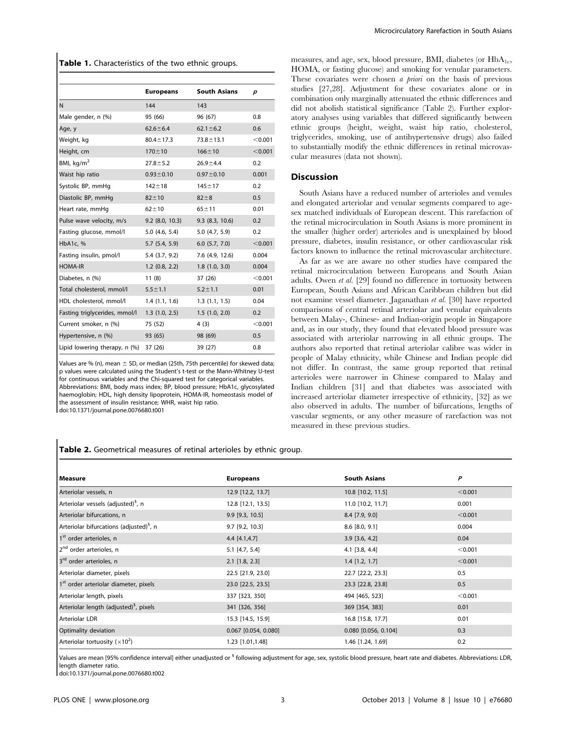**Table 1.** Characteristics of the two ethnic groups.

| | Europeans | South Asians | p |
|---|---|---|---|
| N | 144 | 143 | |
| Male gender, n (%) | 95 (66) | 96 (67) | 0.8 |
| Age, y | 62.6±6.4 | 62.1±6.2 | 0.6 |
| Weight, kg | 80.4±17.3 | 73.8±13.1 | <0.001 |
| Height, cm | 170±10 | 166±10 | <0.001 |
| BMI, kg/m$^2$ | 27.8±5.2 | 26.9±4.4 | 0.2 |
| Waist hip ratio | 0.93±0.10 | 0.97±0.10 | 0.001 |
| Systolic BP, mmHg | 142±18 | 145±17 | 0.2 |
| Diastolic BP, mmHg | 82±10 | 82±8 | 0.5 |
| Heart rate, mmHg | 62±10 | 65±11 | 0.01 |
| Pulse wave velocity, m/s | 9.2 (8.0, 10.3) | 9.3 (8.3, 10.6) | 0.2 |
| Fasting glucose, mmol/l | 5.0 (4.6, 5.4) | 5.0 (4.7, 5.9) | 0.2 |
| HbA1c, % | 5.7 (5.4, 5.9) | 6.0 (5.7, 7.0) | <0.001 |
| Fasting insulin, pmol/l | 5.4 (3.7, 9.2) | 7.6 (4.9, 12.6) | 0.004 |
| HOMA-IR | 1.2 (0.8, 2.2) | 1.8 (1.0, 3.0) | 0.004 |
| Diabetes, n (%) | 11 (8) | 37 (26) | <0.001 |
| Total cholesterol, mmol/l | 5.5±1.1 | 5.2±1.1 | 0.01 |
| HDL cholesterol, mmol/l | 1.4 (1.1, 1.6) | 1.3 (1.1, 1.5) | 0.04 |
| Fasting triglycerides, mmol/l | 1.3 (1.0, 2.5) | 1.5 (1.0, 2.0) | 0.2 |
| Current smoker, n (%) | 75 (52) | 4 (3) | <0.001 |
| Hypertensive, n (%) | 93 (65) | 98 (69) | 0.5 |
| Lipid lowering therapy, n (%) | 37 (26) | 39 (27) | 0.8 |

Values are % (n), mean ± SD, or median (25th, 75th percentile) for skewed data; p values were calculated using the Student's t-test or the Mann-Whitney U-test for continuous variables and the Chi-squared test for categorical variables. Abbreviations: BMI, body mass index; BP, blood pressure; HbA1c, glycosylated haemoglobin; HDL, high density lipoprotein, HOMA-IR, homeostasis model of the assessment of insulin resistance; WHR, waist hip ratio.
doi:10.1371/journal.pone.0076680.t001

measures, and age, sex, blood pressure, BMI, diabetes (or $HbA_{1c}$, HOMA, or fasting glucose) and smoking for venular parameters. These covariates were chosen *a priori* on the basis of previous studies [27,28]. Adjustment for these covariates alone or in combination only marginally attenuated the ethnic differences and did not abolish statistical significance (Table 2). Further exploratory analyses using variables that differed significantly between ethnic groups (height, weight, waist hip ratio, cholesterol, triglycerides, smoking, use of antihypertensive drugs) also failed to substantially modify the ethnic differences in retinal microvascular measures (data not shown).

## Discussion

South Asians have a reduced number of arterioles and venules and elongated arteriolar and venular segments compared to age-sex matched individuals of European descent. This rarefaction of the retinal microcirculation in South Asians is more prominent in the smaller (higher order) arterioles and is unexplained by blood pressure, diabetes, insulin resistance, or other cardiovascular risk factors known to influence the retinal microvascular architecture.

As far as we are aware no other studies have compared the retinal microcirculation between Europeans and South Asian adults. Owen *et al.* [29] found no difference in tortuosity between European, South Asians and African Caribbean children but did not examine vessel diameter. Jaganathan *et al.* [30] have reported comparisons of central retinal arteriolar and venular equivalents between Malay-, Chinese- and Indian-origin people in Singapore and, as in our study, they found that elevated blood pressure was associated with arteriolar narrowing in all ethnic groups. The authors also reported that retinal arteriolar calibre was wider in people of Malay ethnicity, while Chinese and Indian people did not differ. In contrast, the same group reported that retinal arterioles were narrower in Chinese compared to Malay and Indian children [31] and that diabetes was associated with increased arteriolar diameter irrespective of ethnicity, [32] as we also observed in adults. The number of bifurcations, lengths of vascular segments, or any other measure of rarefaction was not measured in these previous studies.

**Table 2.** Geometrical measures of retinal arterioles by ethnic group.

| Measure | Europeans | South Asians | P |
|---|---|---|---|
| Arteriolar vessels, n | 12.9 [12.2, 13.7] | 10.8 [10.2, 11.5] | <0.001 |
| Arteriolar vessels (adjusted)$^{§}$, n | 12.8 [12.1, 13.5] | 11.0 [10.2, 11.7] | 0.001 |
| Arteriolar bifurcations, n | 9.9 [9.3, 10.5] | 8.4 [7.9, 9.0] | <0.001 |
| Arteriolar bifurcations (adjusted)$^{§}$, n | 9.7 [9.2, 10.3] | 8.6 [8.0, 9.1] | 0.004 |
| 1$^{st}$ order arterioles, n | 4.4 [4.1,4.7] | 3.9 [3.6, 4.2] | 0.04 |
| 2$^{nd}$ order arterioles, n | 5.1 [4.7, 5.4] | 4.1 [3.8, 4.4] | <0.001 |
| 3$^{rd}$ order arterioles, n | 2.1 [1.8, 2.3] | 1.4 [1.2, 1.7] | <0.001 |
| Arteriolar diameter, pixels | 22.5 [21.9, 23.0] | 22.7 [22.2, 23.3] | 0.5 |
| 1$^{st}$ order arteriolar diameter, pixels | 23.0 [22.5, 23.5] | 23.3 [22.8, 23.8] | 0.5 |
| Arteriolar length, pixels | 337 [323, 350] | 494 [465, 523] | <0.001 |
| Arteriolar length (adjusted)$^{§}$, pixels | 341 [326, 356] | 369 [354, 383] | 0.01 |
| Arteriolar LDR | 15.3 [14.5, 15.9] | 16.8 [15.8, 17.7] | 0.01 |
| Optimality deviation | 0.067 [0.054, 0.080] | 0.080 [0.056, 0.104] | 0.3 |
| Arteriolar tortuosity ($\times10^2$) | 1.23 [1.01,1.48] | 1.46 [1.24, 1.69] | 0.2 |

Values are mean [95% confidence interval] either unadjusted or $^{§}$ following adjustment for age, sex, systolic blood pressure, heart rate and diabetes. Abbreviations: LDR, length diameter ratio.
doi:10.1371/journal.pone.0076680.t002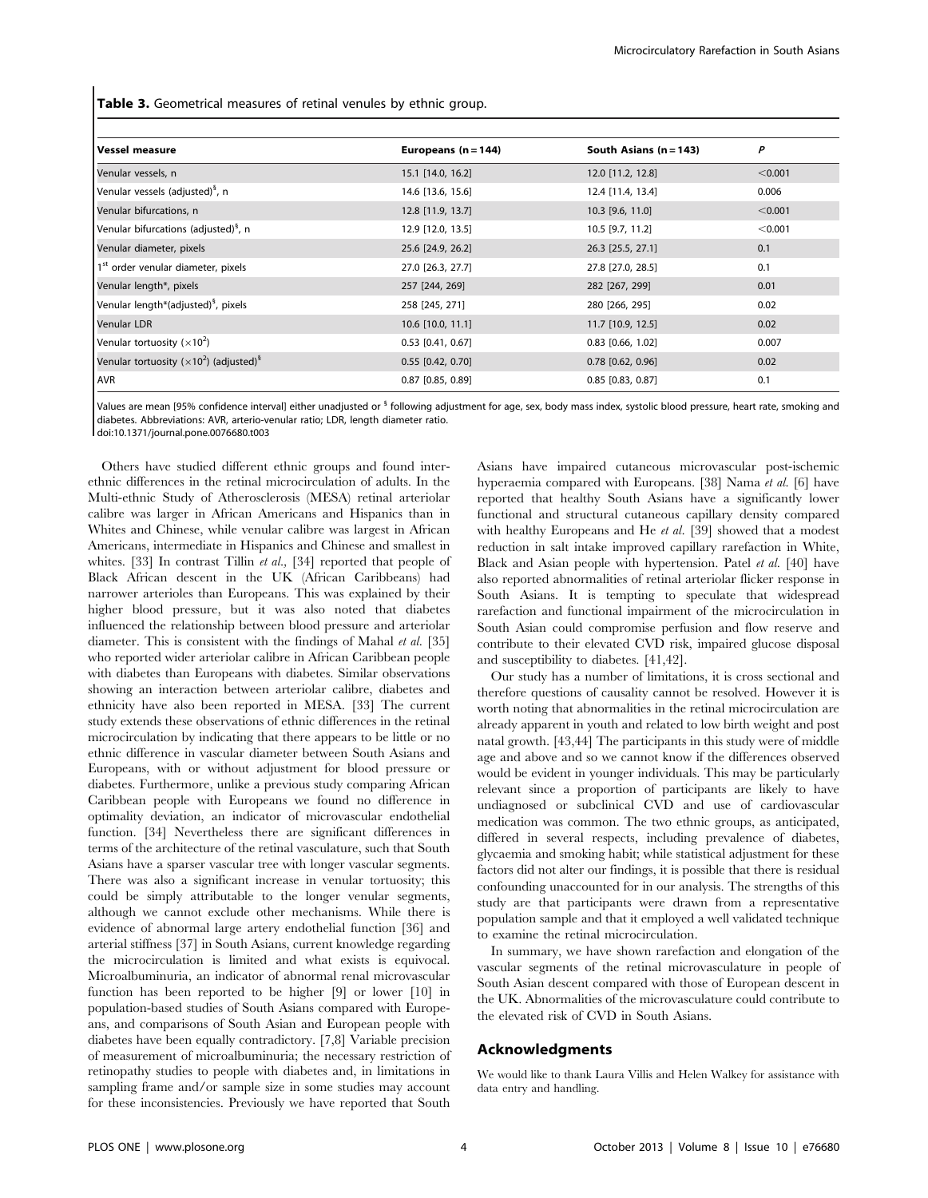**Table 3.** Geometrical measures of retinal venules by ethnic group.

| Vessel measure | Europeans (n = 144) | South Asians (n = 143) | *P* |
|---|---|---|---|
| Venular vessels, n | 15.1 [14.0, 16.2] | 12.0 [11.2, 12.8] | <0.001 |
| Venular vessels (adjusted)[§], n | 14.6 [13.6, 15.6] | 12.4 [11.4, 13.4] | 0.006 |
| Venular bifurcations, n | 12.8 [11.9, 13.7] | 10.3 [9.6, 11.0] | <0.001 |
| Venular bifurcations (adjusted)[§], n | 12.9 [12.0, 13.5] | 10.5 [9.7, 11.2] | <0.001 |
| Venular diameter, pixels | 25.6 [24.9, 26.2] | 26.3 [25.5, 27.1] | 0.1 |
| 1[st] order venular diameter, pixels | 27.0 [26.3, 27.7] | 27.8 [27.0, 28.5] | 0.1 |
| Venular length*, pixels | 257 [244, 269] | 282 [267, 299] | 0.01 |
| Venular length*(adjusted)[§], pixels | 258 [245, 271] | 280 [266, 295] | 0.02 |
| Venular LDR | 10.6 [10.0, 11.1] | 11.7 [10.9, 12.5] | 0.02 |
| Venular tortuosity ($\times10^2$) | 0.53 [0.41, 0.67] | 0.83 [0.66, 1.02] | 0.007 |
| Venular tortuosity ($\times10^2$) (adjusted)[§] | 0.55 [0.42, 0.70] | 0.78 [0.62, 0.96] | 0.02 |
| AVR | 0.87 [0.85, 0.89] | 0.85 [0.83, 0.87] | 0.1 |

Values are mean [95% confidence interval] either unadjusted or [§] following adjustment for age, sex, body mass index, systolic blood pressure, heart rate, smoking and diabetes. Abbreviations: AVR, arterio-venular ratio; LDR, length diameter ratio.
doi:10.1371/journal.pone.0076680.t003

Others have studied different ethnic groups and found inter-ethnic differences in the retinal microcirculation of adults. In the Multi-ethnic Study of Atherosclerosis (MESA) retinal arteriolar calibre was larger in African Americans and Hispanics than in Whites and Chinese, while venular calibre was largest in African Americans, intermediate in Hispanics and Chinese and smallest in whites. [33] In contrast Tillin *et al.*, [34] reported that people of Black African descent in the UK (African Caribbeans) had narrower arterioles than Europeans. This was explained by their higher blood pressure, but it was also noted that diabetes influenced the relationship between blood pressure and arteriolar diameter. This is consistent with the findings of Mahal *et al.* [35] who reported wider arteriolar calibre in African Caribbean people with diabetes than Europeans with diabetes. Similar observations showing an interaction between arteriolar calibre, diabetes and ethnicity have also been reported in MESA. [33] The current study extends these observations of ethnic differences in the retinal microcirculation by indicating that there appears to be little or no ethnic difference in vascular diameter between South Asians and Europeans, with or without adjustment for blood pressure or diabetes. Furthermore, unlike a previous study comparing African Caribbean people with Europeans we found no difference in optimality deviation, an indicator of microvascular endothelial function. [34] Nevertheless there are significant differences in terms of the architecture of the retinal vasculature, such that South Asians have a sparser vascular tree with longer vascular segments. There was also a significant increase in venular tortuosity; this could be simply attributable to the longer venular segments, although we cannot exclude other mechanisms. While there is evidence of abnormal large artery endothelial function [36] and arterial stiffness [37] in South Asians, current knowledge regarding the microcirculation is limited and what exists is equivocal. Microalbuminuria, an indicator of abnormal renal microvascular function has been reported to be higher [9] or lower [10] in population-based studies of South Asians compared with Europeans, and comparisons of South Asian and European people with diabetes have been equally contradictory. [7,8] Variable precision of measurement of microalbuminuria; the necessary restriction of retinopathy studies to people with diabetes and, in limitations in sampling frame and/or sample size in some studies may account for these inconsistencies. Previously we have reported that South Asians have impaired cutaneous microvascular post-ischemic hyperaemia compared with Europeans. [38] Nama *et al.* [6] have reported that healthy South Asians have a significantly lower functional and structural cutaneous capillary density compared with healthy Europeans and He *et al.* [39] showed that a modest reduction in salt intake improved capillary rarefaction in White, Black and Asian people with hypertension. Patel *et al.* [40] have also reported abnormalities of retinal arteriolar flicker response in South Asians. It is tempting to speculate that widespread rarefaction and functional impairment of the microcirculation in South Asian could compromise perfusion and flow reserve and contribute to their elevated CVD risk, impaired glucose disposal and susceptibility to diabetes. [41,42].

Our study has a number of limitations, it is cross sectional and therefore questions of causality cannot be resolved. However it is worth noting that abnormalities in the retinal microcirculation are already apparent in youth and related to low birth weight and post natal growth. [43,44] The participants in this study were of middle age and above and so we cannot know if the differences observed would be evident in younger individuals. This may be particularly relevant since a proportion of participants are likely to have undiagnosed or subclinical CVD and use of cardiovascular medication was common. The two ethnic groups, as anticipated, differed in several respects, including prevalence of diabetes, glycaemia and smoking habit; while statistical adjustment for these factors did not alter our findings, it is possible that there is residual confounding unaccounted for in our analysis. The strengths of this study are that participants were drawn from a representative population sample and that it employed a well validated technique to examine the retinal microcirculation.

In summary, we have shown rarefaction and elongation of the vascular segments of the retinal microvasculature in people of South Asian descent compared with those of European descent in the UK. Abnormalities of the microvasculature could contribute to the elevated risk of CVD in South Asians.

## Acknowledgments

We would like to thank Laura Villis and Helen Walkey for assistance with data entry and handling.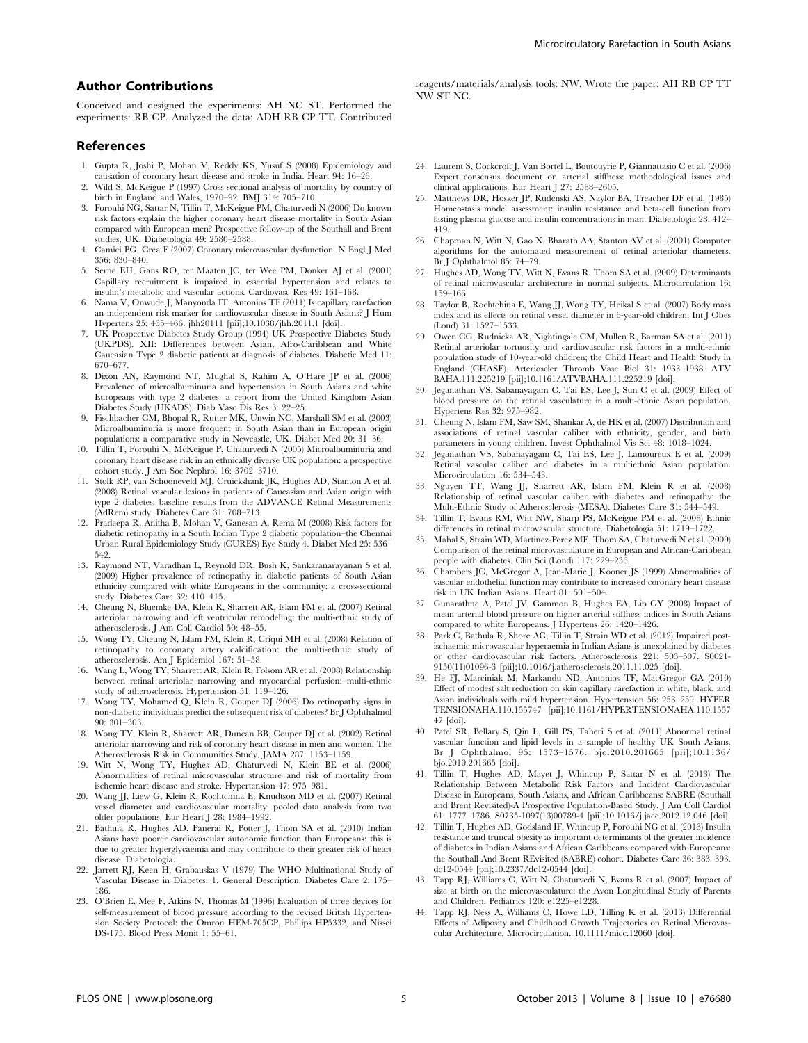## Author Contributions

Conceived and designed the experiments: AH NC ST. Performed the experiments: RB CP. Analyzed the data: ADH RB CP TT. Contributed reagents/materials/analysis tools: NW. Wrote the paper: AH RB CP TT NW ST NC.

## References

1. Gupta R, Joshi P, Mohan V, Reddy KS, Yusuf S (2008) Epidemiology and causation of coronary heart disease and stroke in India. Heart 94: 16–26.
2. Wild S, McKeigue P (1997) Cross sectional analysis of mortality by country of birth in England and Wales, 1970–92. BMJ 314: 705–710.
3. Forouhi NG, Sattar N, Tillin T, McKeigue PM, Chaturvedi N (2006) Do known risk factors explain the higher coronary heart disease mortality in South Asian compared with European men? Prospective follow-up of the Southall and Brent studies, UK. Diabetologia 49: 2580–2588.
4. Camici PG, Crea F (2007) Coronary microvascular dysfunction. N Engl J Med 356: 830–840.
5. Serne EH, Gans RO, ter Maaten JC, ter Wee PM, Donker AJ et al. (2001) Capillary recruitment is impaired in essential hypertension and relates to insulin's metabolic and vascular actions. Cardiovasc Res 49: 161–168.
6. Nama V, Onwude J, Manyonda IT, Antonios TF (2011) Is capillary rarefaction an independent risk marker for cardiovascular disease in South Asians? J Hum Hypertens 25: 465–466. jhh20111 [pii];10.1038/jhh.2011.1 [doi].
7. UK Prospective Diabetes Study Group (1994) UK Prospective Diabetes Study (UKPDS). XII: Differences between Asian, Afro-Caribbean and White Caucasian Type 2 diabetic patients at diagnosis of diabetes. Diabetic Med 11: 670–677.
8. Dixon AN, Raymond NT, Mughal S, Rahim A, O'Hare JP et al. (2006) Prevalence of microalbuminuria and hypertension in South Asians and white Europeans with type 2 diabetes: a report from the United Kingdom Asian Diabetes Study (UKADS). Diab Vasc Dis Res 3: 22–25.
9. Fischbacher CM, Bhopal R, Rutter MK, Unwin NC, Marshall SM et al. (2003) Microalbuminuria is more frequent in South Asian than in European origin populations: a comparative study in Newcastle, UK. Diabet Med 20: 31–36.
10. Tillin T, Forouhi N, McKeigue P, Chaturvedi N (2005) Microalbuminuria and coronary heart disease risk in an ethnically diverse UK population: a prospective cohort study. J Am Soc Nephrol 16: 3702–3710.
11. Stolk RP, van Schooneveld MJ, Cruickshank JK, Hughes AD, Stanton A et al. (2008) Retinal vascular lesions in patients of Caucasian and Asian origin with type 2 diabetes: baseline results from the ADVANCE Retinal Measurements (AdRem) study. Diabetes Care 31: 708–713.
12. Pradeepa R, Anitha B, Mohan V, Ganesan A, Rema M (2008) Risk factors for diabetic retinopathy in a South Indian Type 2 diabetic population–the Chennai Urban Rural Epidemiology Study (CURES) Eye Study 4. Diabet Med 25: 536–542.
13. Raymond NT, Varadhan L, Reynold DR, Bush K, Sankaranarayanan S et al. (2009) Higher prevalence of retinopathy in diabetic patients of South Asian ethnicity compared with white Europeans in the community: a cross-sectional study. Diabetes Care 32: 410–415.
14. Cheung N, Bluemke DA, Klein R, Sharrett AR, Islam FM et al. (2007) Retinal arteriolar narrowing and left ventricular remodeling: the multi-ethnic study of atherosclerosis. J Am Coll Cardiol 50: 48–55.
15. Wong TY, Cheung N, Islam FM, Klein R, Criqui MH et al. (2008) Relation of retinopathy to coronary artery calcification: the multi-ethnic study of atherosclerosis. Am J Epidemiol 167: 51–58.
16. Wang L, Wong TY, Sharrett AR, Klein R, Folsom AR et al. (2008) Relationship between retinal arteriolar narrowing and myocardial perfusion: multi-ethnic study of atherosclerosis. Hypertension 51: 119–126.
17. Wong TY, Mohamed Q, Klein R, Couper DJ (2006) Do retinopathy signs in non-diabetic individuals predict the subsequent risk of diabetes? Br J Ophthalmol 90: 301–303.
18. Wong TY, Klein R, Sharrett AR, Duncan BB, Couper DJ et al. (2002) Retinal arteriolar narrowing and risk of coronary heart disease in men and women. The Atherosclerosis Risk in Communities Study. JAMA 287: 1153–1159.
19. Witt N, Wong TY, Hughes AD, Chaturvedi N, Klein BE et al. (2006) Abnormalities of retinal microvascular structure and risk of mortality from ischemic heart disease and stroke. Hypertension 47: 975–981.
20. Wang JJ, Liew G, Klein R, Rochtchina E, Knudtson MD et al. (2007) Retinal vessel diameter and cardiovascular mortality: pooled data analysis from two older populations. Eur Heart J 28: 1984–1992.
21. Bathula R, Hughes AD, Panerai R, Potter J, Thom SA et al. (2010) Indian Asians have poorer cardiovascular autonomic function than Europeans: this is due to greater hyperglycaemia and may contribute to their greater risk of heart disease. Diabetologia.
22. Jarrett RJ, Keen H, Grabauskas V (1979) The WHO Multinational Study of Vascular Disease in Diabetes: 1. General Description. Diabetes Care 2: 175–186.
23. O'Brien E, Mee F, Atkins N, Thomas M (1996) Evaluation of three devices for self-measurement of blood pressure according to the revised British Hypertension Society Protocol: the Omron HEM-705CP, Phillips HP5332, and Nissei DS-175. Blood Press Monit 1: 55–61.
24. Laurent S, Cockcroft J, Van Bortel L, Boutouyrie P, Giannattasio C et al. (2006) Expert consensus document on arterial stiffness: methodological issues and clinical applications. Eur Heart J 27: 2588–2605.
25. Matthews DR, Hosker JP, Rudenski AS, Naylor BA, Treacher DF et al. (1985) Homeostasis model assessment: insulin resistance and beta-cell function from fasting plasma glucose and insulin concentrations in man. Diabetologia 28: 412–419.
26. Chapman N, Witt N, Gao X, Bharath AA, Stanton AV et al. (2001) Computer algorithms for the automated measurement of retinal arteriolar diameters. Br J Ophthalmol 85: 74–79.
27. Hughes AD, Wong TY, Witt N, Evans R, Thom SA et al. (2009) Determinants of retinal microvascular architecture in normal subjects. Microcirculation 16: 159–166.
28. Taylor B, Rochtchina E, Wang JJ, Wong TY, Heikal S et al. (2007) Body mass index and its effects on retinal vessel diameter in 6-year-old children. Int J Obes (Lond) 31: 1527–1533.
29. Owen CG, Rudnicka AR, Nightingale CM, Mullen R, Barman SA et al. (2011) Retinal arteriolar tortuosity and cardiovascular risk factors in a multi-ethnic population study of 10-year-old children; the Child Heart and Health Study in England (CHASE). Arterioscler Thromb Vasc Biol 31: 1933–1938. ATVBAHA.111.225219 [pii];10.1161/ATVBAHA.111.225219 [doi].
30. Jeganathan VS, Sabanayagam C, Tai ES, Lee J, Sun C et al. (2009) Effect of blood pressure on the retinal vasculature in a multi-ethnic Asian population. Hypertens Res 32: 975–982.
31. Cheung N, Islam FM, Saw SM, Shankar A, de HK et al. (2007) Distribution and associations of retinal vascular caliber with ethnicity, gender, and birth parameters in young children. Invest Ophthalmol Vis Sci 48: 1018–1024.
32. Jeganathan VS, Sabanayagam C, Tai ES, Lee J, Lamoureux E et al. (2009) Retinal vascular caliber and diabetes in a multiethnic Asian population. Microcirculation 16: 534–543.
33. Nguyen TT, Wang JJ, Sharrett AR, Islam FM, Klein R et al. (2008) Relationship of retinal vascular caliber with diabetes and retinopathy: the Multi-Ethnic Study of Atherosclerosis (MESA). Diabetes Care 31: 544–549.
34. Tillin T, Evans RM, Witt NW, Sharp PS, McKeigue PM et al. (2008) Ethnic differences in retinal microvascular structure. Diabetologia 51: 1719–1722.
35. Mahal S, Strain WD, Martinez-Perez ME, Thom SA, Chaturvedi N et al. (2009) Comparison of the retinal microvasculature in European and African-Caribbean people with diabetes. Clin Sci (Lond) 117: 229–236.
36. Chambers JC, McGregor A, Jean-Marie J, Kooner JS (1999) Abnormalities of vascular endothelial function may contribute to increased coronary heart disease risk in UK Indian Asians. Heart 81: 501–504.
37. Gunarathne A, Patel JV, Gammon B, Hughes EA, Lip GY (2008) Impact of mean arterial blood pressure on higher arterial stiffness indices in South Asians compared to white Europeans. J Hypertens 26: 1420–1426.
38. Park C, Bathula R, Shore AC, Tillin T, Strain WD et al. (2012) Impaired post-ischaemic microvascular hyperaemia in Indian Asians is unexplained by diabetes or other cardiovascular risk factors. Atherosclerosis 221: 503–507. S0021-9150(11)01096-3 [pii];10.1016/j.atherosclerosis.2011.11.025 [doi].
39. He FJ, Marciniak M, Markandu ND, Antonios TF, MacGregor GA (2010) Effect of modest salt reduction on skin capillary rarefaction in white, black, and Asian individuals with mild hypertension. Hypertension 56: 253–259. HYPERTENSIONAHA.110.155747 [pii];10.1161/HYPERTENSIONAHA.110.155747 [doi].
40. Patel SR, Bellary S, Qin L, Gill PS, Taheri S et al. (2011) Abnormal retinal vascular function and lipid levels in a sample of healthy UK South Asians. Br J Ophthalmol 95: 1573–1576. bjo.2010.201665 [pii];10.1136/bjo.2010.201665 [doi].
41. Tillin T, Hughes AD, Mayet J, Whincup P, Sattar N et al. (2013) The Relationship Between Metabolic Risk Factors and Incident Cardiovascular Disease in Europeans, South Asians, and African Caribbeans: SABRE (Southall and Brent Revisited)-A Prospective Population-Based Study. J Am Coll Cardiol 61: 1777–1786. S0735-1097(13)00789-4 [pii];10.1016/j.jacc.2012.12.046 [doi].
42. Tillin T, Hughes AD, Godsland IF, Whincup P, Forouhi NG et al. (2013) Insulin resistance and truncal obesity as important determinants of the greater incidence of diabetes in Indian Asians and African Caribbeans compared with Europeans: the Southall And Brent REvisited (SABRE) cohort. Diabetes Care 36: 383–393. dc12-0544 [pii];10.2337/dc12-0544 [doi].
43. Tapp RJ, Williams C, Witt N, Chaturvedi N, Evans R et al. (2007) Impact of size at birth on the microvasculature: the Avon Longitudinal Study of Parents and Children. Pediatrics 120: e1225–e1228.
44. Tapp RJ, Ness A, Williams C, Howe LD, Tilling K et al. (2013) Differential Effects of Adiposity and Childhood Growth Trajectories on Retinal Microvascular Architecture. Microcirculation. 10.1111/micc.12060 [doi].